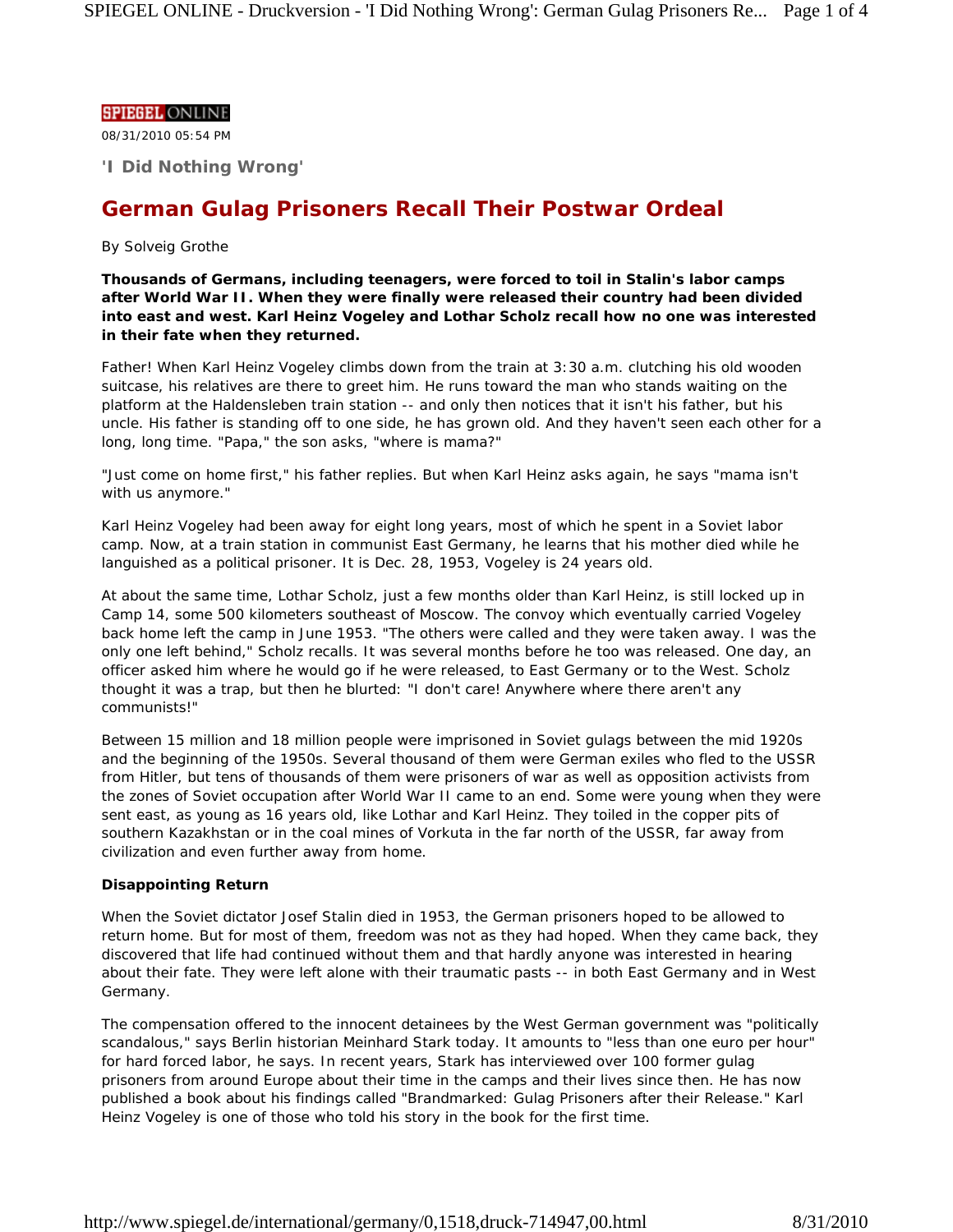SPIEGEL ONLINE

08/31/2010 05:54 PM

**'I Did Nothing Wrong'**

# German Gulag Prisoners Recall Their Postwar Ordeal

By Solveig Grothe

**Thousands of Germans, including teenagers, were forced to toil in Stalin's labor camps after World War II. When they were finally were released their country had been divided into east and west. Karl Heinz Vogeley and Lothar Scholz recall how no one was interested in their fate when they returned.**

Father! When Karl Heinz Vogeley climbs down from the train at 3:30 a.m. clutching his old wooden suitcase, his relatives are there to greet him. He runs toward the man who stands waiting on the platform at the Haldensleben train station -- and only then notices that it isn't his father, but his uncle. His father is standing off to one side, he has grown old. And they haven't seen each other for a long, long time. "Papa," the son asks, "where is mama?"

"Just come on home first," his father replies. But when Karl Heinz asks again, he says "mama isn't with us anymore."

Karl Heinz Vogeley had been away for eight long years, most of which he spent in a Soviet labor camp. Now, at a train station in communist East Germany, he learns that his mother died while he languished as a political prisoner. It is Dec. 28, 1953, Vogeley is 24 years old.

At about the same time, Lothar Scholz, just a few months older than Karl Heinz, is still locked up in Camp 14, some 500 kilometers southeast of Moscow. The convoy which eventually carried Vogeley back home left the camp in June 1953. "The others were called and they were taken away. I was the only one left behind," Scholz recalls. It was several months before he too was released. One day, an officer asked him where he would go if he were released, to East Germany or to the West. Scholz thought it was a trap, but then he blurted: "I don't care! Anywhere where there aren't any communists!"

Between 15 million and 18 million people were imprisoned in Soviet gulags between the mid 1920s and the beginning of the 1950s. Several thousand of them were German exiles who fled to the USSR from Hitler, but tens of thousands of them were prisoners of war as well as opposition activists from the zones of Soviet occupation after World War II came to an end. Some were young when they were sent east, as young as 16 years old, like Lothar and Karl Heinz. They toiled in the copper pits of southern Kazakhstan or in the coal mines of Vorkuta in the far north of the USSR, far away from civilization and even further away from home.

**Disappointing Return**

When the Soviet dictator Josef Stalin died in 1953, the German prisoners hoped to be allowed to return home. But for most of them, freedom was not as they had hoped. When they came back, they discovered that life had continued without them and that hardly anyone was interested in hearing about their fate. They were left alone with their traumatic pasts -- in both East Germany and in West Germany.

The compensation offered to the innocent detainees by the West German government was "politically scandalous," says Berlin historian Meinhard Stark today. It amounts to "less than one euro per hour" for hard forced labor, he says. In recent years, Stark has interviewed over 100 former gulag prisoners from around Europe about their time in the camps and their lives since then. He has now published a book about his findings called "Brandmarked: Gulag Prisoners after their Release." Karl Heinz Vogeley is one of those who told his story in the book for the first time.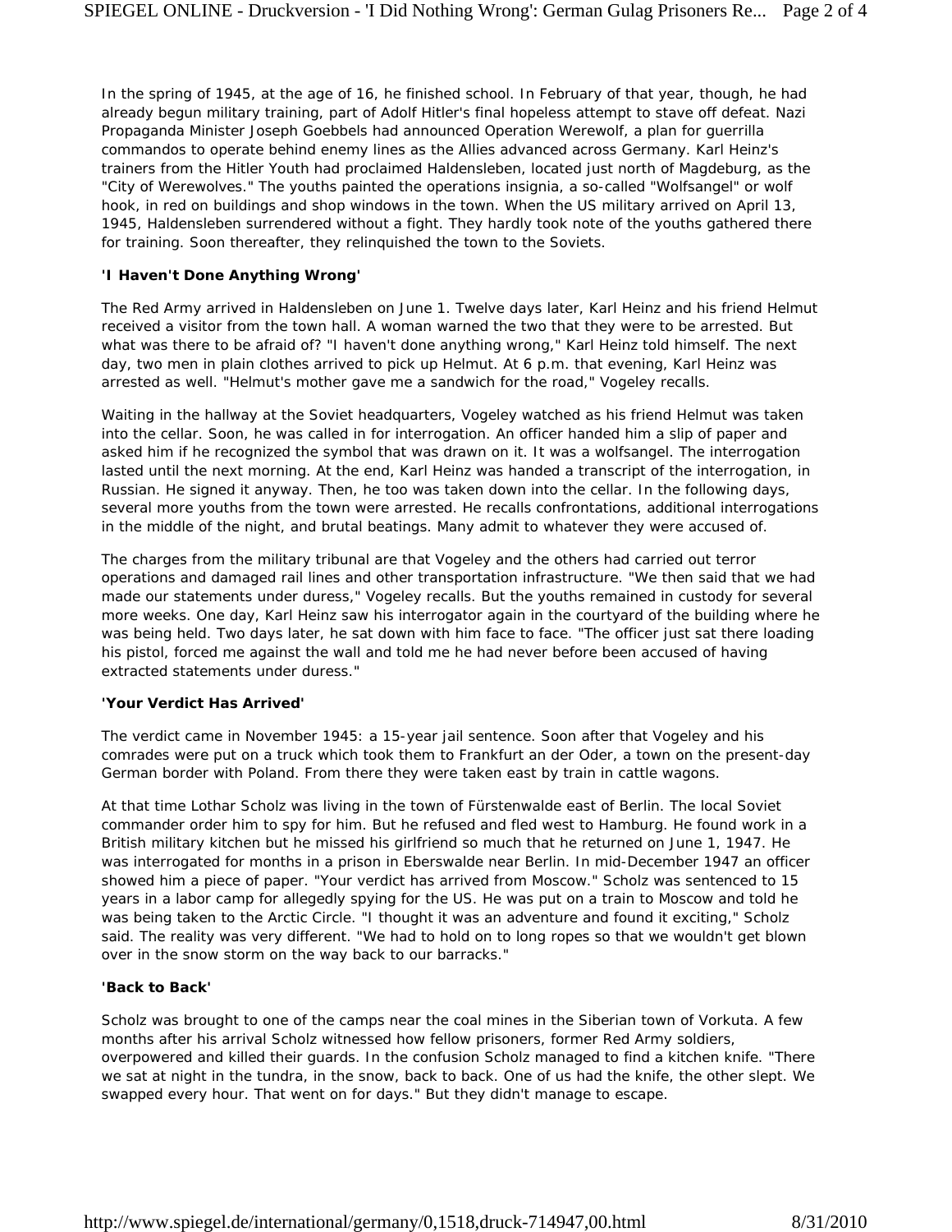In the spring of 1945, at the age of 16, he finished school. In February of that year, though, he had already begun military training, part of Adolf Hitler's final hopeless attempt to stave off defeat. Nazi Propaganda Minister Joseph Goebbels had announced Operation Werewolf, a plan for guerrilla commandos to operate behind enemy lines as the Allies advanced across Germany. Karl Heinz's trainers from the Hitler Youth had proclaimed Haldensleben, located just north of Magdeburg, as the "City of Werewolves." The youths painted the operations insignia, a so-called "Wolfsangel" or wolf hook, in red on buildings and shop windows in the town. When the US military arrived on April 13, 1945, Haldensleben surrendered without a fight. They hardly took note of the youths gathered there for training. Soon thereafter, they relinquished the town to the Soviets.

**'I Haven't Done Anything Wrong'**

The Red Army arrived in Haldensleben on June 1. Twelve days later, Karl Heinz and his friend Helmut received a visitor from the town hall. A woman warned the two that they were to be arrested. But what was there to be afraid of? "I haven't done anything wrong," Karl Heinz told himself. The next day, two men in plain clothes arrived to pick up Helmut. At 6 p.m. that evening, Karl Heinz was arrested as well. "Helmut's mother gave me a sandwich for the road," Vogeley recalls.

Waiting in the hallway at the Soviet headquarters, Vogeley watched as his friend Helmut was taken into the cellar. Soon, he was called in for interrogation. An officer handed him a slip of paper and asked him if he recognized the symbol that was drawn on it. It was a wolfsangel. The interrogation lasted until the next morning. At the end, Karl Heinz was handed a transcript of the interrogation, in Russian. He signed it anyway. Then, he too was taken down into the cellar. In the following days, several more youths from the town were arrested. He recalls confrontations, additional interrogations in the middle of the night, and brutal beatings. Many admit to whatever they were accused of.

The charges from the military tribunal are that Vogeley and the others had carried out terror operations and damaged rail lines and other transportation infrastructure. "We then said that we had made our statements under duress," Vogeley recalls. But the youths remained in custody for several more weeks. One day, Karl Heinz saw his interrogator again in the courtyard of the building where he was being held. Two days later, he sat down with him face to face. "The officer just sat there loading his pistol, forced me against the wall and told me he had never before been accused of having extracted statements under duress."

**'Your Verdict Has Arrived'**

The verdict came in November 1945: a 15-year jail sentence. Soon after that Vogeley and his comrades were put on a truck which took them to Frankfurt an der Oder, a town on the present-day German border with Poland. From there they were taken east by train in cattle wagons.

At that time Lothar Scholz was living in the town of Fürstenwalde east of Berlin. The local Soviet commander order him to spy for him. But he refused and fled west to Hamburg. He found work in a British military kitchen but he missed his girlfriend so much that he returned on June 1, 1947. He was interrogated for months in a prison in Eberswalde near Berlin. In mid-December 1947 an officer showed him a piece of paper. "Your verdict has arrived from Moscow." Scholz was sentenced to 15 years in a labor camp for allegedly spying for the US. He was put on a train to Moscow and told he was being taken to the Arctic Circle. "I thought it was an adventure and found it exciting," Scholz said. The reality was very different. "We had to hold on to long ropes so that we wouldn't get blown over in the snow storm on the way back to our barracks."

**'Back to Back'**

Scholz was brought to one of the camps near the coal mines in the Siberian town of Vorkuta. A few months after his arrival Scholz witnessed how fellow prisoners, former Red Army soldiers, overpowered and killed their guards. In the confusion Scholz managed to find a kitchen knife. "There we sat at night in the tundra, in the snow, back to back. One of us had the knife, the other slept. We swapped every hour. That went on for days." But they didn't manage to escape.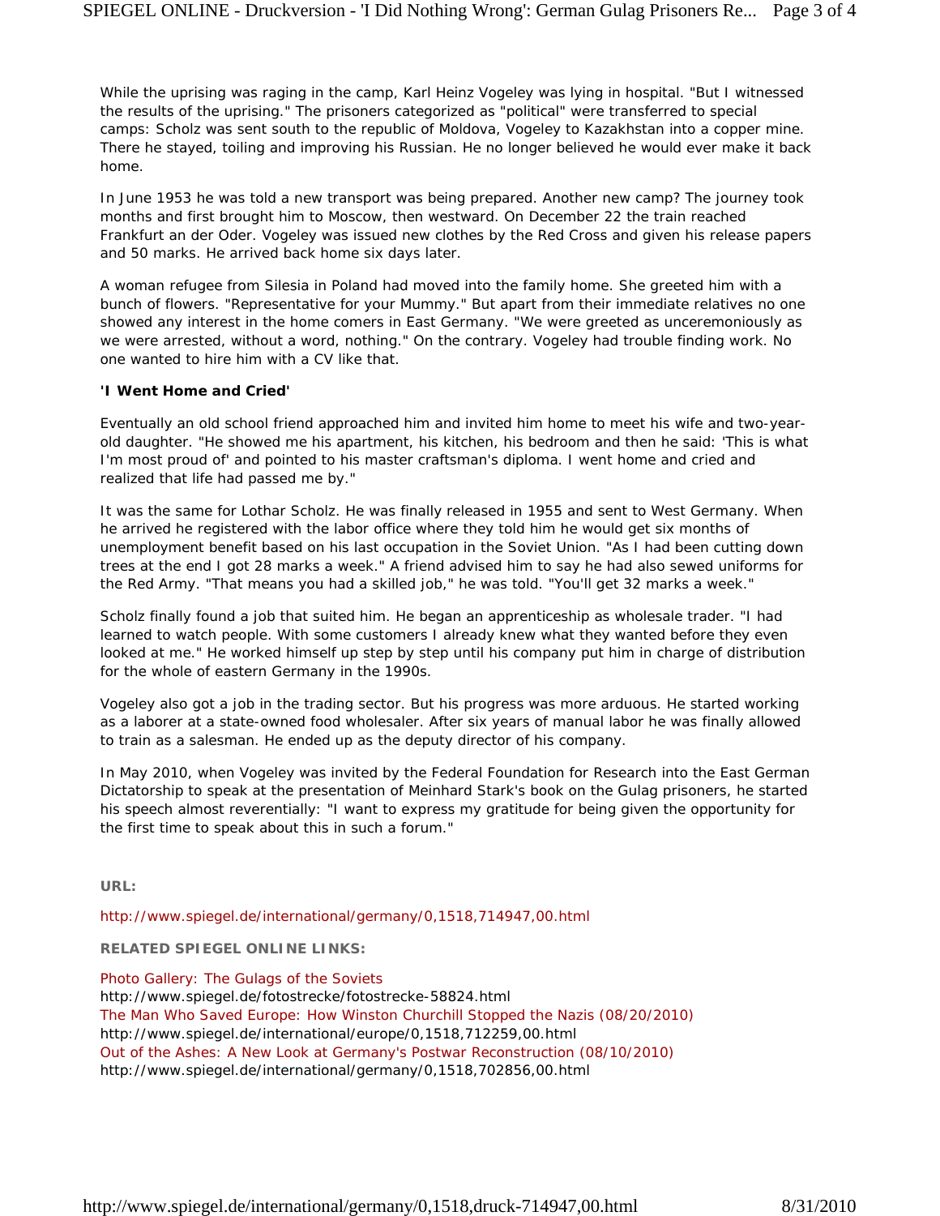While the uprising was raging in the camp, Karl Heinz Vogeley was lying in hospital. "But I witnessed the results of the uprising." The prisoners categorized as "political" were transferred to special camps: Scholz was sent south to the republic of Moldova, Vogeley to Kazakhstan into a copper mine. There he stayed, toiling and improving his Russian. He no longer believed he would ever make it back home.

In June 1953 he was told a new transport was being prepared. Another new camp? The journey took months and first brought him to Moscow, then westward. On December 22 the train reached Frankfurt an der Oder. Vogeley was issued new clothes by the Red Cross and given his release papers and 50 marks. He arrived back home six days later.

A woman refugee from Silesia in Poland had moved into the family home. She greeted him with a bunch of flowers. "Representative for your Mummy." But apart from their immediate relatives no one showed any interest in the home comers in East Germany. "We were greeted as unceremoniously as we were arrested, without a word, nothing." On the contrary. Vogeley had trouble finding work. No one wanted to hire him with a CV like that.

**'I Went Home and Cried'**

Eventually an old school friend approached him and invited him home to meet his wife and two-year-old daughter. "He showed me his apartment, his kitchen, his bedroom and then he said: 'This is what I'm most proud of' and pointed to his master craftsman's diploma. I went home and cried and realized that life had passed me by."

It was the same for Lothar Scholz. He was finally released in 1955 and sent to West Germany. When he arrived he registered with the labor office where they told him he would get six months of unemployment benefit based on his last occupation in the Soviet Union. "As I had been cutting down trees at the end I got 28 marks a week." A friend advised him to say he had also sewed uniforms for the Red Army. "That means you had a skilled job," he was told. "You'll get 32 marks a week."

Scholz finally found a job that suited him. He began an apprenticeship as wholesale trader. "I had learned to watch people. With some customers I already knew what they wanted before they even looked at me." He worked himself up step by step until his company put him in charge of distribution for the whole of eastern Germany in the 1990s.

Vogeley also got a job in the trading sector. But his progress was more arduous. He started working as a laborer at a state-owned food wholesaler. After six years of manual labor he was finally allowed to train as a salesman. He ended up as the deputy director of his company.

In May 2010, when Vogeley was invited by the Federal Foundation for Research into the East German Dictatorship to speak at the presentation of Meinhard Stark's book on the Gulag prisoners, he started his speech almost reverentially: "I want to express my gratitude for being given the opportunity for the first time to speak about this in such a forum."

**URL:**

http://www.spiegel.de/international/germany/0,1518,714947,00.html

**RELATED SPIEGEL ONLINE LINKS:**

Photo Gallery: The Gulags of the Soviets
http://www.spiegel.de/fotostrecke/fotostrecke-58824.html
The Man Who Saved Europe: How Winston Churchill Stopped the Nazis (08/20/2010)
http://www.spiegel.de/international/europe/0,1518,712259,00.html
Out of the Ashes: A New Look at Germany's Postwar Reconstruction (08/10/2010)
http://www.spiegel.de/international/germany/0,1518,702856,00.html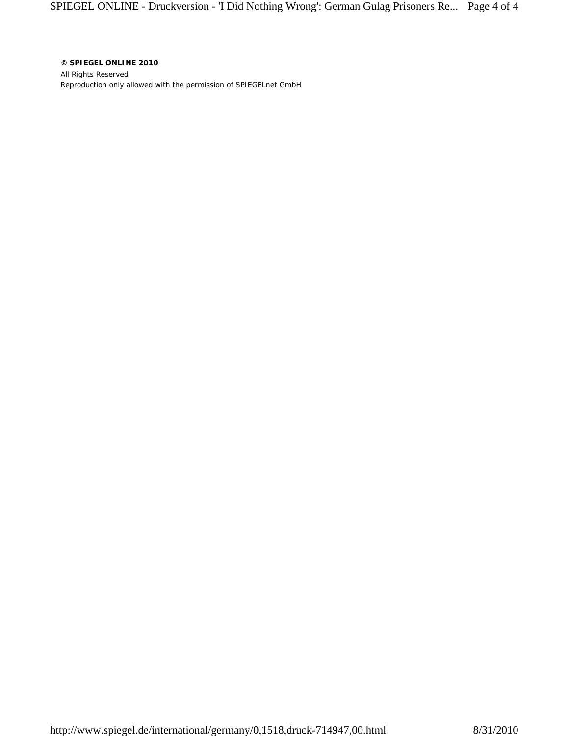**© SPIEGEL ONLINE 2010**
All Rights Reserved
Reproduction only allowed with the permission of SPIEGELnet GmbH